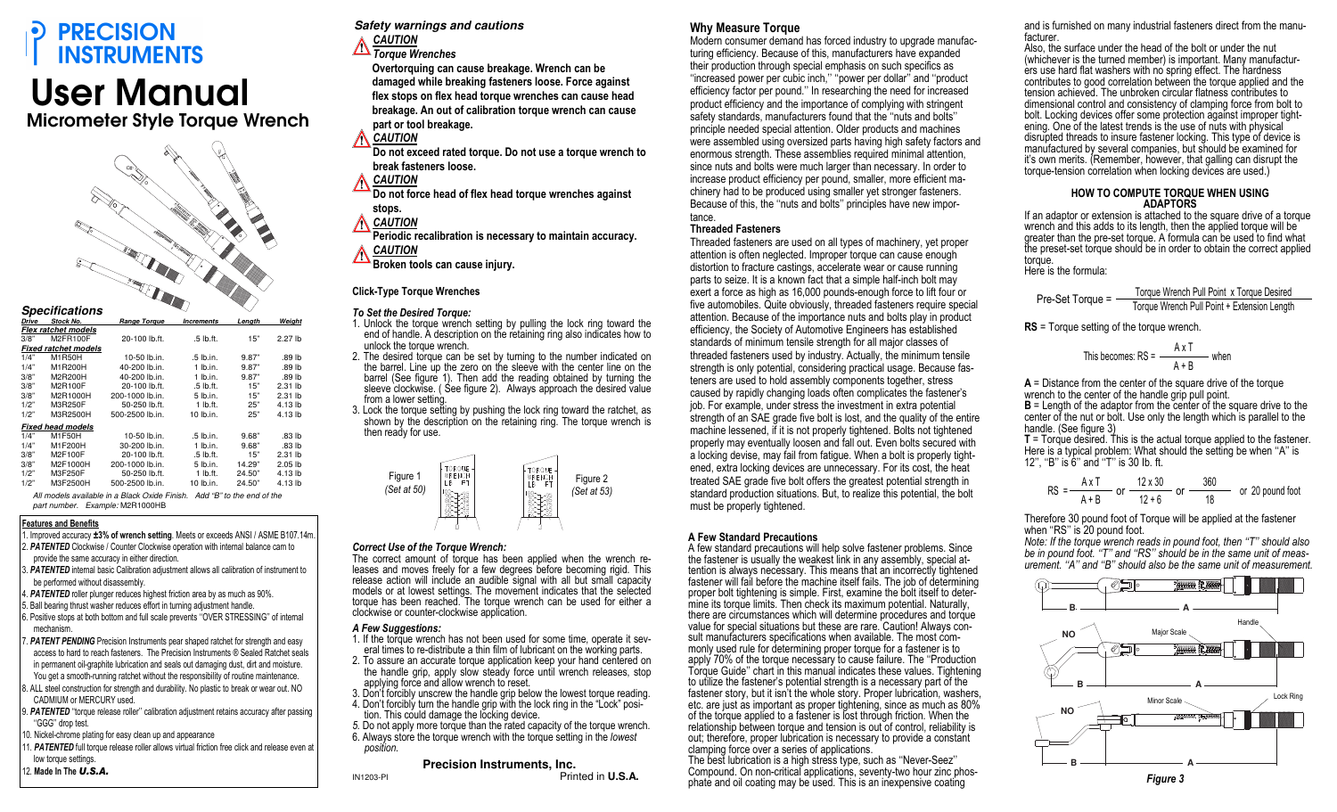# PRECISION INSTRUMENTS

# User Manual

## Micrometer Style Torque Wrench

### Specifications

| Drive | Stock No. | Range Torque | Increments | Length | Weight |
|---|---|---|---|---|---|
| ***Flex ratchet models*** | | | | | |
| 3/8" | M2FR100F | 20-100 lb.ft. | .5 lb.ft. | 15" | 2.27 lb |
| ***Fixed ratchet models*** | | | | | |
| 1/4" | M1R50H | 10-50 lb.in. | .5 lb.in. | 9.87" | .89 lb |
| 1/4" | M1R200H | 40-200 lb.in. | 1 lb.in. | 9.87" | .89 lb |
| 3/8" | M2R200H | 40-200 lb.in. | 1 lb.in. | 9.87" | .89 lb |
| 3/8" | M2R100F | 20-100 lb.ft. | .5 lb.ft. | 15" | 2.31 lb |
| 3/8" | M2R1000H | 200-1000 lb.in. | 5 lb.in. | 15" | 2.31 lb |
| 1/2" | M3R250F | 50-250 lb.ft. | 1 lb.ft. | 25" | 4.13 lb |
| 1/2" | M3R2500H | 500-2500 lb.in. | 10 lb.in. | 25" | 4.13 lb |
| ***Fixed head models*** | | | | | |
| 1/4" | M1F50H | 10-50 lb.in. | .5 lb.in. | 9.68" | .83 lb |
| 1/4" | M1F200H | 30-200 lb.in. | 1 lb.in. | 9.68" | .83 lb |
| 3/8" | M2F100F | 20-100 lb.ft. | .5 lb.ft. | 15" | 2.31 lb |
| 3/8" | M2F1000H | 200-1000 lb.in. | 5 lb.in. | 14.29" | 2.05 lb |
| 1/2" | M3F250F | 50-250 lb.ft. | 1 lb.ft. | 24.50" | 4.13 lb |
| 1/2" | M3F2500H | 500-2500 lb.in. | 10 lb.in. | 24.50" | 4.13 lb |

*All models available in a Black Oxide Finish. Add "B" to the end of the part number. Example:* M2R1000HB

### Features and Benefits

1. Improved accuracy **±3% of wrench setting**. Meets or exceeds ANSI / ASME B107.14m.
2. ***PATENTED*** Clockwise / Counter Clockwise operation with internal balance cam to provide the same accuracy in either direction.
3. ***PATENTED*** internal basic Calibration adjustment allows all calibration of instrument to be performed without disassembly.
4. ***PATENTED*** roller plunger reduces highest friction area by as much as 90%.
5. Ball bearing thrust washer reduces effort in turning adjustment handle.
6. Positive stops at both bottom and full scale prevents "OVER STRESSING" of internal mechanism.
7. ***PATENT PENDING*** Precision Instruments pear shaped ratchet for strength and easy access to hard to reach fasteners. The Precision Instruments ® Sealed Ratchet seals in permanent oil-graphite lubrication and seals out damaging dust, dirt and moisture. You get a smooth-running ratchet without the responsibility of routine maintenance.
8. ALL steel construction for strength and durability. No plastic to break or wear out. NO CADMIUM or MERCURY used.
9. ***PATENTED*** "torque release roller" calibration adjustment retains accuracy after passing "GGG" drop test.
10. Nickel-chrome plating for easy clean up and appearance
11. ***PATENTED*** full torque release roller allows virtual friction free click and release even at low torque settings.
12. **Made In The *U.S.A.***

### *Safety warnings and cautions*

⚠ ***CAUTION***

***Torque Wrenches***

**Overtorquing can cause breakage. Wrench can be damaged while breaking fasteners loose. Force against flex stops on flex head torque wrenches can cause head breakage. An out of calibration torque wrench can cause part or tool breakage.**

⚠ ***CAUTION***

**Do not exceed rated torque. Do not use a torque wrench to break fasteners loose.**

⚠ ***CAUTION***

**Do not force head of flex head torque wrenches against stops.**

⚠ ***CAUTION***

**Periodic recalibration is necessary to maintain accuracy.**

⚠ ***CAUTION***

**Broken tools can cause injury.**

### Click-Type Torque Wrenches

#### *To Set the Desired Torque:*

1. Unlock the torque wrench setting by pulling the lock ring toward the end of handle. A description on the retaining ring also indicates how to unlock the torque wrench.
2. The desired torque can be set by turning to the number indicated on the barrel. Line up the zero on the sleeve with the center line on the barrel (See figure 1). Then add the reading obtained by turning the sleeve clockwise. ( See figure 2). Always approach the desired value from a lower setting.
3. Lock the torque setting by pushing the lock ring toward the ratchet, as shown by the description on the retaining ring. The torque wrench is then ready for use.

Figure 1 *(Set at 50)*

Figure 2 *(Set at 53)*

#### *Correct Use of the Torque Wrench:*

The correct amount of torque has been applied when the wrench releases and moves freely for a few degrees before becoming rigid. This release action will include an audible signal with all but small capacity models or at lowest settings. The movement indicates that the selected torque has been reached. The torque wrench can be used for either a clockwise or counter-clockwise application.

#### *A Few Suggestions:*

1. If the torque wrench has not been used for some time, operate it several times to re-distribute a thin film of lubricant on the working parts.
2. To assure an accurate torque application keep your hand centered on the handle grip, apply slow steady force until wrench releases, stop applying force and allow wrench to reset.
3. Don't forcibly unscrew the handle grip below the lowest torque reading.
4. Don't forcibly turn the handle grip with the lock ring in the "Lock" position. This could damage the locking device.
5. Do not apply more torque than the rated capacity of the torque wrench.
6. Always store the torque wrench with the torque setting in the *lowest position.*

**Precision Instruments, Inc.**

IN1203-PI Printed in **U.S.A.**

### Why Measure Torque

Modern consumer demand has forced industry to upgrade manufacturing efficiency. Because of this, manufacturers have expanded their production through special emphasis on such specifics as "increased power per cubic inch," "power per dollar" and "product efficiency factor per pound." In researching the need for increased product efficiency and the importance of complying with stringent safety standards, manufacturers found that the "nuts and bolts" principle needed special attention. Older products and machines were assembled using oversized parts having high safety factors and enormous strength. These assemblies required minimal attention, since nuts and bolts were much larger than necessary. In order to increase product efficiency per pound, smaller, more efficient machinery had to be produced using smaller yet stronger fasteners. Because of this, the "nuts and bolts" principles have new importance.

### Threaded Fasteners

Threaded fasteners are used on all types of machinery, yet proper attention is often neglected. Improper torque can cause enough distortion to fracture castings, accelerate wear or cause running parts to seize. It is a known fact that a simple half-inch bolt may exert a force as high as 16,000 pounds-enough force to lift four or five automobiles. Quite obviously, threaded fasteners require special attention. Because of the importance nuts and bolts play in product efficiency, the Society of Automotive Engineers has established standards of minimum tensile strength for all major classes of threaded fasteners used by industry. Actually, the minimum tensile strength is only potential, considering practical usage. Because fasteners are used to hold assembly components together, stress caused by rapidly changing loads often complicates the fastener's job. For example, under stress the investment in extra potential strength of an SAE grade five bolt is lost, and the quality of the entire machine lessened, if it is not properly tightened. Bolts not tightened properly may eventually loosen and fall out. Even bolts secured with a locking device, may fail from fatigue. When a bolt is properly tightened, extra locking devices are unnecessary. For its cost, the heat treated SAE grade five bolt offers the greatest potential strength in standard production situations. But, to realize this potential, the bolt must be properly tightened.

### A Few Standard Precautions

A few standard precautions will help solve fastener problems. Since the fastener is usually the weakest link in any assembly, special attention is always necessary. This means that an incorrectly tightened fastener will fail before the machine itself fails. The job of determining proper bolt tightening is simple. First, examine the bolt itself to determine its torque limits. Then check its maximum potential. Naturally, there are circumstances which will determine procedures and torque value for special situations but these are rare. Caution! Always consult manufacturers specifications when available. The most commonly used rule for determining proper torque for a fastener is to apply 70% of the torque necessary to cause failure. The "Production Torque Guide" chart in this manual indicates these values. Tightening to utilize the fastener's potential strength is a necessary part of the fastener story, but it isn't the whole story. Proper lubrication, washers, etc. are just as important as proper tightening, since as much as 80% of the torque applied to a fastener is lost through friction. When the relationship between torque and tension is out of control, reliability is out; therefore, proper lubrication is necessary to provide a constant clamping force over a series of applications.

The best lubrication is a high stress type, such as "Never-Seez" Compound. On non-critical applications, seventy-two hour zinc phosphate and oil coating may be used. This is an inexpensive coating and is furnished on many industrial fasteners direct from the manufacturer.

Also, the surface under the head of the bolt or under the nut (whichever is the turned member) is important. Many manufacturers use hard flat washers with no spring effect. The hardness contributes to good correlation between the torque applied and the tension achieved. The unbroken circular flatness contributes to dimensional control and consistency of clamping force from bolt to bolt. Locking devices offer some protection against improper tightening. One of the latest trends is the use of nuts with physical disrupted threads to insure fastener locking. This type of device is manufactured by several companies, but should be examined for it's own merits. (Remember, however, that galling can disrupt the torque-tension correlation when locking devices are used.)

### HOW TO COMPUTE TORQUE WHEN USING ADAPTORS

If an adaptor or extension is attached to the square drive of a torque wrench and this adds to its length, then the applied torque will be greater than the pre-set torque. A formula can be used to find what the preset-set torque should be in order to obtain the correct applied torque.

Here is the formula:

$$\text{Pre-Set Torque} = \frac{\text{Torque Wrench Pull Point} \times \text{Torque Desired}}{\text{Torque Wrench Pull Point} + \text{Extension Length}}$$

**RS** = Torque setting of the torque wrench.

$$\text{This becomes: } RS = \frac{A \times T}{A + B} \text{ when}$$

**A** = Distance from the center of the square drive of the torque wrench to the center of the handle grip pull point.

**B** = Length of the adaptor from the center of the square drive to the center of the nut or bolt. Use only the length which is parallel to the handle. (See figure 3)

**T** = Torque desired. This is the actual torque applied to the fastener.

Here is a typical problem: What should the setting be when "A" is 12", "B" is 6" and "T" is 30 lb. ft.

$$RS = \frac{A \times T}{A + B} \text{ or } \frac{12 \times 30}{12 + 6} \text{ or } \frac{360}{18} \text{ or 20 pound foot}$$

Therefore 30 pound foot of Torque will be applied at the fastener when "RS" is 20 pound foot.

*Note: If the torque wrench reads in pound foot, then "T" should also be in pound foot. "T" and "RS" should be in the same unit of measurement. "A" and "B" should also be the same unit of measurement.*

B — A

NO — Major Scale — Handle

B — A

NO — Minor Scale — Lock Ring

B — A

*Figure 3*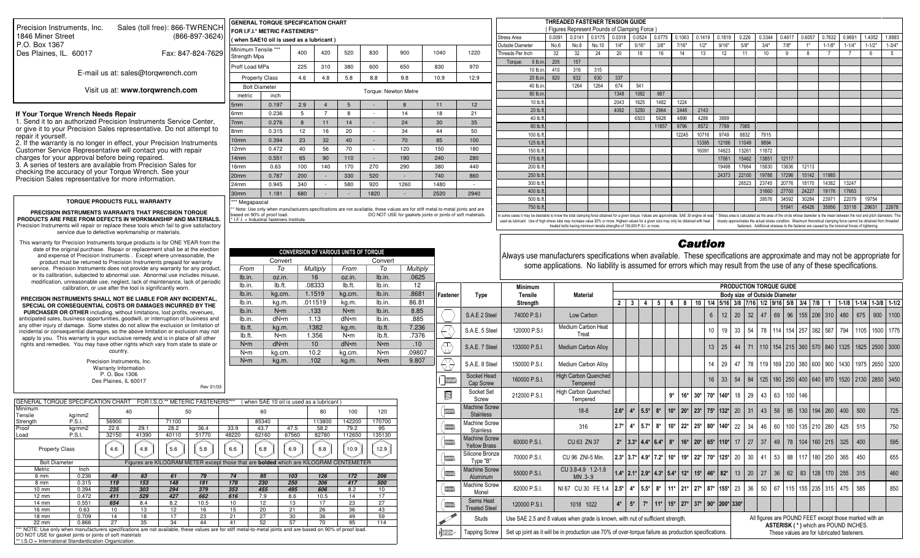Precision Instruments, Inc.
1846 Miner Street
P.O. Box 1367
Des Plaines, IL. 60017

Sales (toll free): 866-TWRENCH
(866-897-3624)
Fax: 847-824-7629

E-mail us at: sales@torqwrench.com

Visit us at: **www.torqwrench.com**

### If Your Torque Wrench Needs Repair

1. Send it to an authorized Precision Instruments Service Center, or give it to your Precision Sales representative. Do not attempt to repair it yourself.
2. If the warranty is no longer in effect, your Precision Instruments Customer Service Representative will contact you with repair charges for your approval before being repaired.
3. A series of testers are available from Precision Sales for checking the accuracy of your Torque Wrench. See your Precision Sales representative for more information.

### TORQUE PRODUCTS FULL WARRANTY

**PRECISION INSTRUMENTS WARRANTS THAT PRECISION TORQUE PRODUCTS ARE FREE FROM DEFECTS IN WORKMANSHIP AND MATERIALS.** Precision Instruments will repair or replace these tools which fail to give satisfactory service due to defective workmanship or materials.

This warranty for Precision Instruments torque products is for ONE YEAR from the date of the original purchase. Repair or replacement shall be at the election and expense of Precision Instruments. Except where unreasonable, the product must be returned to Precision Instruments prepaid for warranty service. Precision Instruments does not provide any warranty for any product, or its calibration, subjected to abnormal use. Abnormal use includes misuse, modification, unreasonable use, neglect, lack of maintenance, lack of periodic calibration, or use after the tool is significantly worn.

**PRECISION INSTRUMENTS SHALL NOT BE LIABLE FOR ANY INCIDENTAL, SPECIAL OR CONSEQUENTIAL COSTS OR DAMAGES INCURRED BY THE PURCHASER OR OTHER** including, without limitations, lost profits, revenues, anticipated sales, business opportunities, goodwill, or interruption of business and any other injury of damage. Some states do not allow the exclusion or limitation of incidental or consequential damages, so the above limitation or exclusion may not apply to you. This warranty is your exclusive remedy and is in place of all other rights and remedies. You may have other rights which vary from state to state or country.

Precision Instruments, Inc.
Warranty Information
P. O. Box 1306
Des Plaines, IL 60017

Rev 01/03

### GENERAL TORQUE SPECIFICATION CHART FOR I.F.I.* METRIC FASTENERS**
( when SAE10 oil is used as a lubricant )

| | | | | | | | | |
|---|---|---|---|---|---|---|---|---|
| Minimum Tensile *** Strength Mpa | | 400 | 420 | 520 | 830 | 900 | 1040 | 1220 |
| Proff Load MPa | | 225 | 310 | 380 | 600 | 650 | 830 | 970 |
| Property Class | | 4.6 | 4.8 | 5.8 | 8.8 | 9.8 | 10.9 | 12.9 |
| Bolt Diameter | | Torque: Newton Metre | | | | | | |
| metric | inch | | | | | | | |
| 5mm | 0.197 | 2.9 | 4 | 5 | - | 8 | 11 | 12 |
| 6mm | 0.236 | 5 | 7 | 8 | - | 14 | 18 | 21 |
| 7mm | 0.276 | 8 | 11 | 14 | - | 24 | 30 | 35 |
| 8mm | 0.315 | 12 | 16 | 20 | - | 34 | 44 | 50 |
| 10mm | 0.394 | 23 | 32 | 40 | - | 70 | 85 | 100 |
| 12mm | 0.472 | 40 | 56 | 70 | - | 120 | 150 | 180 |
| 14mm | 0.551 | 65 | 90 | 110 | - | 190 | 240 | 280 |
| 16mm | 0.63 | 100 | 140 | 170 | 270 | 290 | 380 | 440 |
| 20mm | 0.787 | 200 | - | 330 | 520 | - | 740 | 860 |
| 24mm | 0.945 | 340 | - | 580 | 920 | 1260 | 1480 | - |
| 30mm | 1.181 | 680 | - | - | 1820 | - | 2520 | 2940 |

*** Megapascal

** Note: Use only when manufacturers specifications are not available, these values are for stiff metal-to-metal joints and are based on 90% of proof load. DO NOT USE for gaskets joints or joints of soft materials.

* I.F.I. = Industrial fasteners Institute.

### CONVERSION OF VARIOUS UNITS OF TORQUE

| Convert From | Convert To | Multiply | Convert From | Convert To | Multiply |
|---|---|---|---|---|---|
| lb.in. | oz.in. | 16 | oz.in. | lb.in. | .0625 |
| lb.in. | lb.ft. | .08333 | lb.ft. | lb.in. | 12 |
| lb.in. | kg.cm. | 1.1519 | kg.cm. | lb.in. | .8681 |
| lb.in. | kg.m. | .011519 | kg.m. | lb.in. | 86.81 |
| lb.in. | N•m | .133 | N•m | lb.in. | 8.85 |
| lb.in. | dN•m | 1.13 | dN•m | lb.in. | .885 |
| lb.ft. | kg.m. | .1382 | kg.m. | lb.ft. | 7.236 |
| lb.ft. | N•m | 1.356 | N•m | lb.ft. | .7376 |
| N•m | dN•m | 10 | dN•m | N•m | .10 |
| N•m | kg.cm. | 10.2 | kg.cm. | N•m | .09807 |
| N•m | kg.m. | .102 | kg.m. | N•m | 9.807 |

### GENERAL TORQUE SPECIFICATION CHART FOR I.S.O.** METERIC FASTENERS*** ( when SAE 10 oil is used as a lubricant )

| | | | | | | | | | | | |
|---|---|---|---|---|---|---|---|---|---|---|---|
| Minimum Tensile Strength | kg/mm2 | 40 | | 50 | | | 60 | | 80 | 100 | 120 |
| | P.S.I. | 56900 | | 71100 | | | 85340 | | 113800 | 142200 | 170700 |
| Proof Load | kg/mm2 | 22.6 | 29.1 | 28.2 | 36.4 | 33.9 | 43.7 | 47.5 | 58.2 | 79.2 | 95 |
| | P.S.I. | 32150 | 41390 | 40110 | 51770 | 48220 | 62160 | 67560 | 82780 | 112650 | 135130 |
| Property Class | | 4.6 | 4.8 | 5.6 | 5.8 | 6.6 | 6.8 | 6.9 | 8.8 | 10.9 | 12.9 |
| Bolt Diameter | | Figures are KILOGRAM METER except those that are **bolded** which are KILOGRAM CENTEMETER | | | | | | | | | |
| Metric | Inch | | | | | | | | | | |
| 6 mm | 0.236 | **49** | **63** | **61** | **79** | **74** | **95** | **103** | **126** | **172** | **206** |
| 8 mm | 0.315 | **119** | **153** | **148** | **191** | **178** | **230** | **250** | **306** | **417** | **500** |
| 10 mm | 0.394 | **235** | **303** | **294** | **379** | **353** | **455** | **495** | **606** | 8.2 | 10 |
| 12 mm | 0.472 | **411** | **529** | **427** | **662** | **616** | 7.9 | 8.6 | 10.5 | 14 | 17 |
| 14 mm | 0.551 | **654** | 8.4 | 8.2 | 10.5 | 10 | 12 | 13 | 17 | 23 | 27 |
| 16 mm | 0.63 | 10 | 13 | 12 | 16 | 15 | 20 | 21 | 26 | 36 | 43 |
| 18 mm | 0.709 | 14 | 18 | 17 | 23 | 21 | 27 | 30 | 36 | 49 | 59 |
| 22 mm | 0.866 | 27 | 35 | 34 | 44 | 41 | 52 | 57 | 70 | 95 | 114 |

*** NOTE: Use only when manufacturers specifications are not available, these values are for stiff metal-to-metal joints and are based on 90% of proof load. DO NOT USE for gasket joints or joints of soft materials

** I.S.O.= International Standardization Organization.

### THREADED FASTENER TENSION GUIDE
( Figures Represent Pounds of Clamping Force )

| | | | | | | | | | | | | | | | | | |
|---|---|---|---|---|---|---|---|---|---|---|---|---|---|---|---|---|---|
| Stress Area | 0.0091 | 0.0141 | 0.0175 | 0.0318 | 0.0524 | 0.0775 | 0.1063 | 0.1419 | 0.1819 | 0.226 | 0.3344 | 0.4617 | 0.6057 | 0.7632 | 0.9691 | 1.4052 | 1.8993 |
| Outside Diameter | No.6 | No.8 | No.10 | 1/4" | 5/16" | 3/8" | 7/16" | 1/2" | 9/16" | 5/8" | 3/4" | 7/8" | 1" | 1-1/8" | 1-1/4" | 1-1/2" | 1-3/4" |
| Threads Per Inch | 32 | 32 | 24 | 20 | 18 | 16 | 14 | 13 | 12 | 11 | 10 | 9 | 8 | 7 | 7 | 6 | 5 |
| Torque: 5 lb.in. | 205 | 157 | | | | | | | | | | | | | | | |
| 10 lb.in. | 410 | 316 | 315 | | | | | | | | | | | | | | |
| 20 lb.in. | 820 | 632 | 630 | 337 | | | | | | | | | | | | | |
| 40 lb.in. | | 1264 | 1264 | 674 | 541 | | | | | | | | | | | | |
| 80 lb.in. | | | | 1348 | 1082 | 987 | | | | | | | | | | | |
| 10 lb.ft. | | | | 2043 | 1625 | 1482 | 1224 | | | | | | | | | | |
| 20 lb.ft. | | | | 4092 | 3250 | 2964 | 2448 | 2143 | | | | | | | | | |
| 40 lb.ft. | | | | | 6503 | 5928 | 4896 | 4286 | 3899 | | | | | | | | |
| 80 lb.ft. | | | | | | 11857 | 9796 | 8572 | 7799 | 7065 | | | | | | | |
| 100 lb.ft. | | | | | | | 12245 | 10716 | 9749 | 8832 | 7915 | | | | | | |
| 125 lb.ft. | | | | | | | | 13395 | 12186 | 11049 | 9894 | | | | | | |
| 150 lb.ft. | | | | | | | | 16091 | 14623 | 13261 | 11872 | | | | | | |
| 175 lb.ft. | | | | | | | | | 17061 | 15462 | 13851 | 12117 | | | | | |
| 200 lb.ft. | | | | | | | | | 19498 | 17664 | 15830 | 13836 | 12113 | | | | |
| 250 lb.ft. | | | | | | | | | 24373 | 22100 | 19788 | 17296 | 15142 | 11985 | | | |
| 300 lb.ft. | | | | | | | | | | 26523 | 23745 | 20776 | 18170 | 14382 | 13247 | | |
| 400 lb.ft. | | | | | | | | | | | 31660 | 27700 | 24227 | 19176 | 17663 | | |
| 500 lb.ft. | | | | | | | | | | | 39576 | 34592 | 30284 | 23971 | 22079 | 19754 | |
| 750 lb.ft. | | | | | | | | | | | | 51941 | 45426 | 35956 | 33118 | 29631 | 22678 |

In some cases it may be desirable to know the total clamping force obtained for a given torque. Values are approximate. SAE 30 engine oil was used as lubricant. Use of high stress lube may increase value 20% or more. Highest values for a given size may only be obtained with heat treated bolts having minimum tensile strengths of 150,000 P.S.I. or more.

* Stress area is calculated as the area of the circle whose diameter is the mean between the root and pitch diameters. This closely approximates the actual stress condition. Maximum theoretical clamping force cannot be obtained from threaded fasteners. Additional stresses to the fastener are caused by the torsional forces of tightening.

## Caution

Always use manufacturers specifications when available. These specifications are approximate and may not be appropriate for some applications. No liability is assumed for errors which may result from the use of any of these specifications.

### PRODUCTION TORQUE GUIDE

| Fastener | Type | Minimum Tensile Strength | Material | 2 | 3 | 4 | 5 | 6 | 8 | 10 | 1/4 | 5/16 | 3/8 | 7/16 | 1/2 | 9/16 | 5/8 | 3/4 | 7/8 | 1 | 1-1/8 | 1-1/4 | 1-3/8 | 1-1/2 |
|---|---|---|---|---|---|---|---|---|---|---|---|---|---|---|---|---|---|---|---|---|---|---|---|---|
| | | | | Body size of Outside Diameter | | | | | | | | | | | | | | | | | | | | |
| | S.A.E 2 Steel | 74000 P.S.I | Low Carbon | | | | | | | | 6 | 12 | 20 | 32 | 47 | 69 | 96 | 155 | 206 | 310 | 480 | 675 | 900 | 1100 |
| | S.A.E. 5 Steel | 120000 P.S.I | Medium Carbon Heat Treat | | | | | | | | 10 | 19 | 33 | 54 | 78 | 114 | 154 | 257 | 382 | 587 | 794 | 1105 | 1500 | 1775 |
| | S.A.E. 7 Steel | 133000 P.S.I. | Medium Carbon Alloy | | | | | | | | 13 | 25 | 44 | 71 | 110 | 154 | 215 | 360 | 570 | 840 | 1325 | 1825 | 2500 | 3000 |
| | S.A.E. 8 Steel | 150000 P.S.I. | Medium Carbon Alloy | | | | | | | | 14 | 29 | 47 | 78 | 119 | 169 | 230 | 380 | 600 | 900 | 1430 | 1975 | 2650 | 3200 |
| | Socket Head Cap Screw | 160000 P.S.I. | High Carbon Quenched Tempered | | | | | | | | 16 | 33 | 54 | 84 | 125 | 180 | 250 | 400 | 640 | 970 | 1520 | 2130 | 2850 | 3450 |
| | Socket Set Screw | 212000 P.S.I. | High Carbon Quenched Tempered | | | | | 9* | 16* | 30* | 70* | 140* | 18 | 29 | 43 | 63 | 100 | 146 | | | | | | |
| | Machine Screw Stainless | | 18-8 | 2.6* | 4* | 5.5* | 8* | 10* | 20* | 23* | 75* | 132* | 20 | 31 | 43 | 58 | 95 | 130 | 194 | 260 | 400 | 500 | | 725 |
| | Machine Screw Stainless | | 316 | 2.7* | 4* | 5.7* | 8* | 10* | 22* | 25* | 80* | 140* | 22 | 34 | 46 | 60 | 100 | 135 | 210 | 280 | 425 | 515 | | 750 |
| | Machine Screw Yellow Brass | 60000 P.S.I. | CU 63 ZN 37 | 2* | 3.3* | 4.4* | 6.4* | 8* | 16* | 20* | 65* | 110* | 17 | 27 | 37 | 49 | 78 | 104 | 160 | 215 | 325 | 400 | | 595 |
| | Silicone Bronze Type "B" | 70000 P.S.I. | CU 96 ZNI-5 Min. | 2.3* | 3.7* | 4.9* | 7.2* | 10* | 19* | 22* | 70* | 125* | 20 | 30 | 41 | 53 | 88 | 117 | 180 | 250 | 365 | 450 | | 655 |
| | Machine Screw Aluminum | 55000 P.S.I. | CU 3.8-4.9 1.2-1.8 MN .3-.9 | 1.4* | 2.1* | 2.9* | 4.3* | 5.4* | 12* | 15* | 46* | 82* | 13 | 20 | 27 | 36 | 62 | 83 | 128 | 170 | 255 | 315 | | 460 |
| | Machine Screw Monel | 82000 P.S.I. | NI 67 CU 30 FE 1.4 | 2.5* | 4* | 5.5* | 8* | 11* | 21* | 27* | 87* | 155* | 23 | 36 | 50 | 67 | 115 | 155 | 235 | 315 | 475 | 585 | | 850 |
| | Sems Heat Treated Steel | 120000 P.S.I. | 1018 1022 | 4* | 5* | 7* | 11* | 15* | 27* | 37* | 90* | 200* | 330* | | | | | | | | | | | |
| | Studs | Use SAE 2.5 and 8 values when grade is known, with nut of sufficient strength. | | | | | | | | | | | | | | | | | | | | | | |
| | Tapping Screw | Set up joint as it will be in production use 70% of over-torque failure as production specifications. | | | | | | | | | | | | | | | | | | | | | | |

All figures are POUND FEET except those marked with an **ASTERISK ( * )** which are POUND INCHES. These values are for lubricated fasteners.